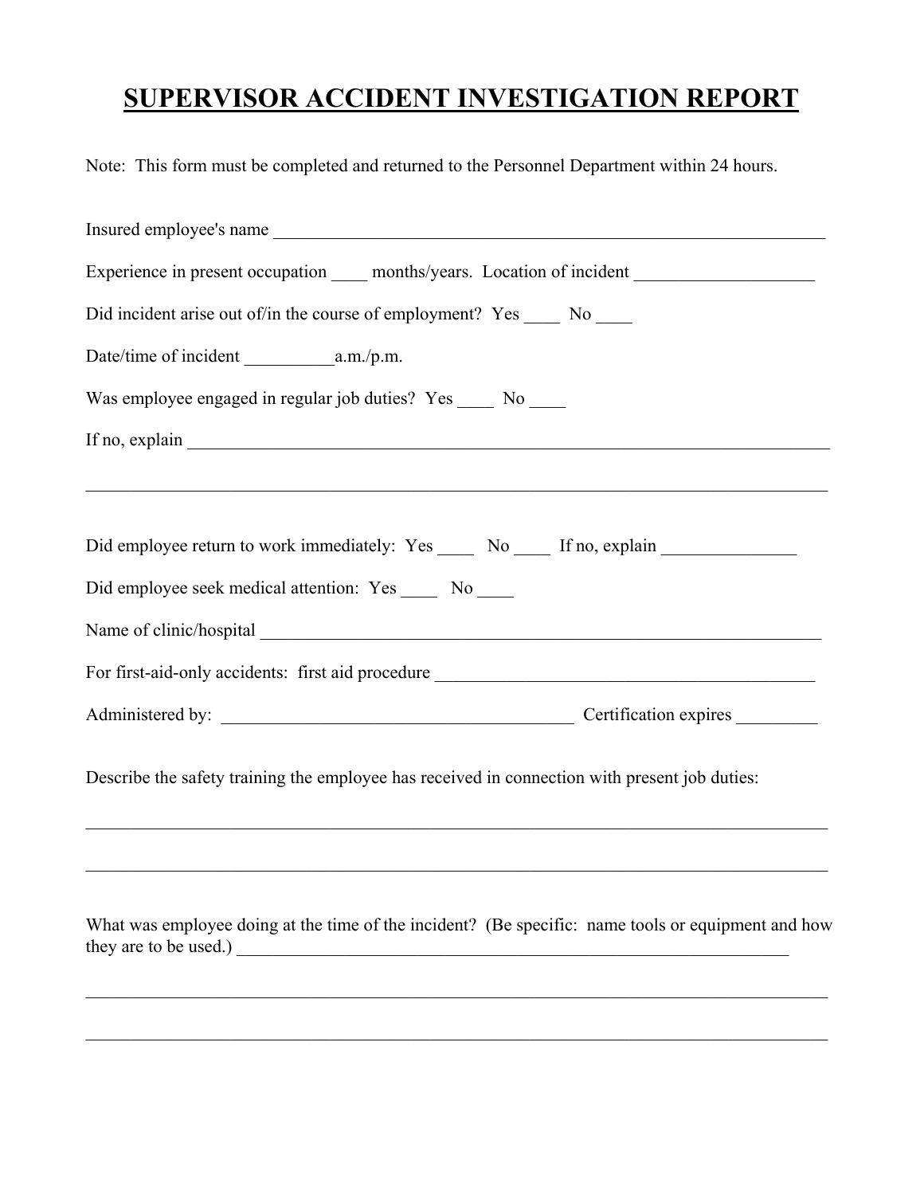# SUPERVISOR ACCIDENT INVESTIGATION REPORT

Note: This form must be completed and returned to the Personnel Department within 24 hours.

Insured employee's name _______________________________________________________________

Experience in present occupation ____ months/years. Location of incident ____________________

Did incident arise out of/in the course of employment? Yes ____ No ____

Date/time of incident __________a.m./p.m.

Was employee engaged in regular job duties? Yes ____ No ____

If no, explain ___________________________________________________________________________

_______________________________________________________________________________________

Did employee return to work immediately: Yes ____ No ____ If no, explain _______________

Did employee seek medical attention: Yes ____ No ____

Name of clinic/hospital _____________________________________________________________

For first-aid-only accidents: first aid procedure ___________________________________________

Administered by: ________________________________________ Certification expires _________

Describe the safety training the employee has received in connection with present job duties:

_______________________________________________________________________________________

_______________________________________________________________________________________

What was employee doing at the time of the incident? (Be specific: name tools or equipment and how they are to be used.) ______________________________________________________________

_______________________________________________________________________________________

_______________________________________________________________________________________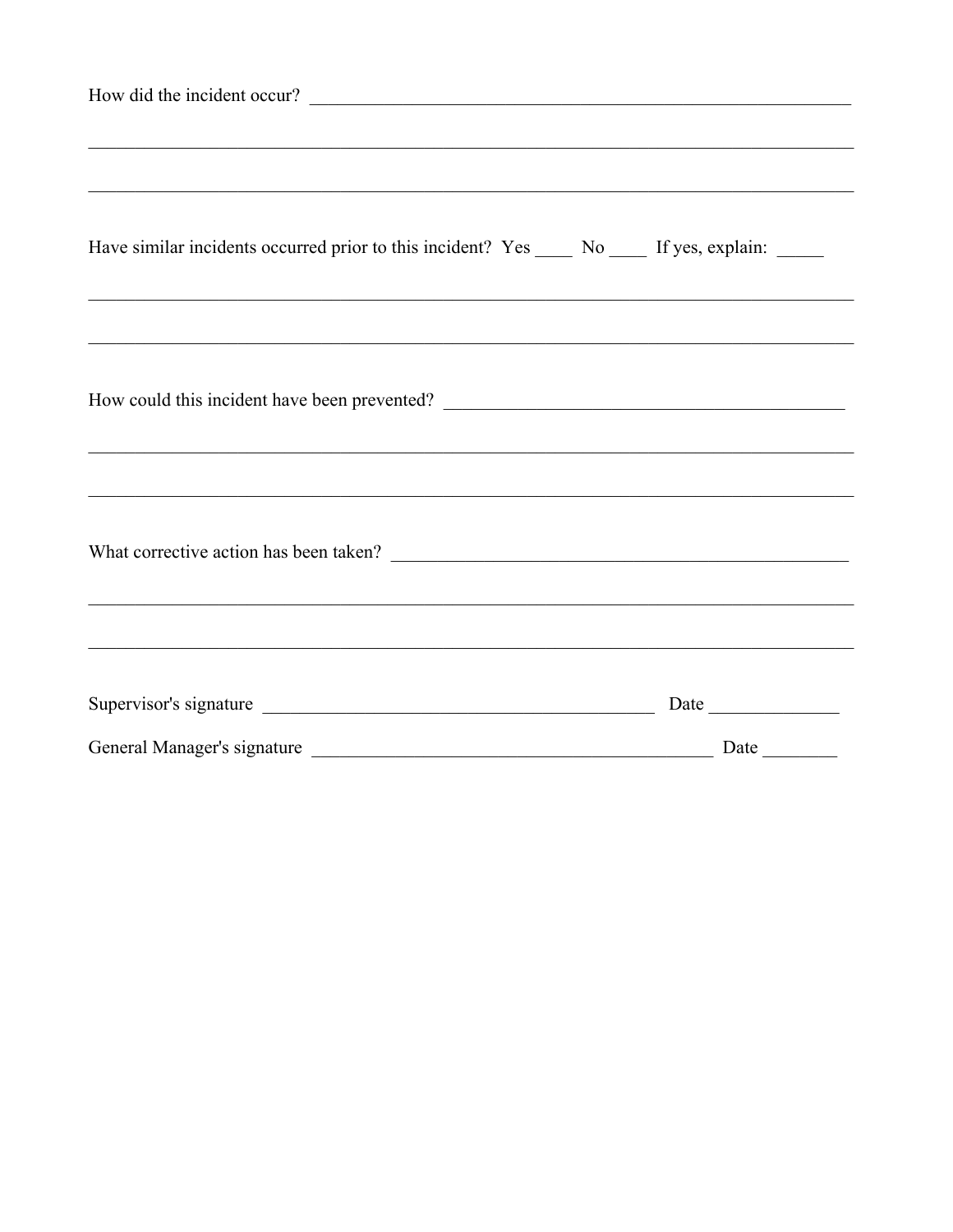How did the incident occur? ____________________________________________________________

________________________________________________________________________________

________________________________________________________________________________

Have similar incidents occurred prior to this incident? Yes ____ No ____ If yes, explain: _____

________________________________________________________________________________

________________________________________________________________________________

How could this incident have been prevented? ____________________________________________

________________________________________________________________________________

________________________________________________________________________________

What corrective action has been taken? _________________________________________________

________________________________________________________________________________

________________________________________________________________________________

Supervisor's signature ____________________________________________ Date ______________

General Manager's signature ____________________________________________ Date ________